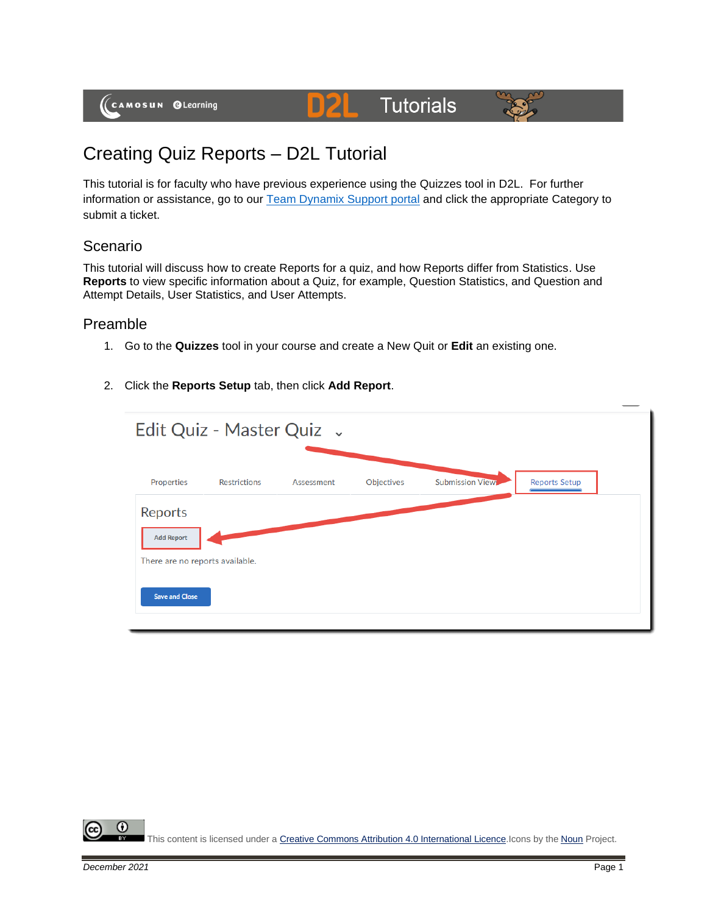# Creating Quiz Reports – D2L Tutorial

This tutorial is for faculty who have previous experience using the Quizzes tool in D2L. For further information or assistance, go to our Team Dynamix Support portal and click the appropriate Category to submit a ticket.

## Scenario

This tutorial will discuss how to create Reports for a quiz, and how Reports differ from Statistics. Use **Reports** to view specific information about a Quiz, for example, Question Statistics, and Question and Attempt Details, User Statistics, and User Attempts.

## Preamble

1. Go to the **Quizzes** tool in your course and create a New Quit or **Edit** an existing one.

2. Click the **Reports Setup** tab, then click **Add Report**.

This content is licensed under a Creative Commons Attribution 4.0 International Licence. Icons by the Noun Project.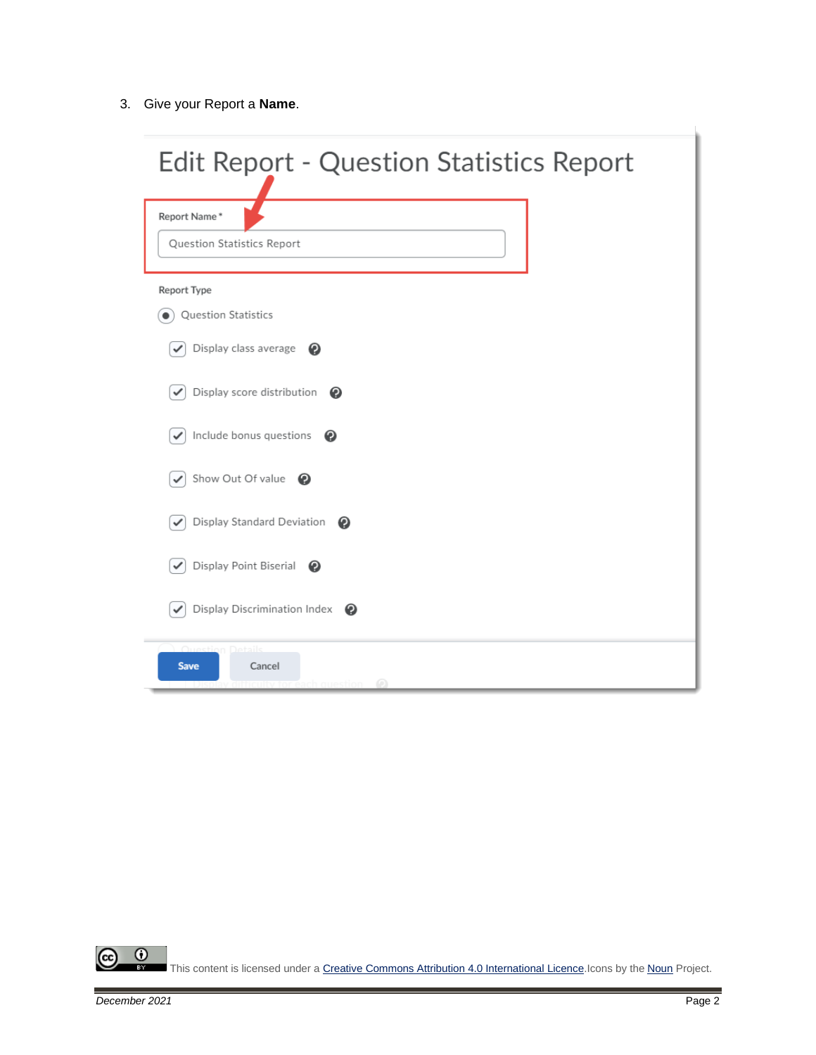3. Give your Report a **Name**.

# Edit Report - Question Statistics Report

Report Name *

Question Statistics Report

Report Type

- Question Statistics
  - [x] Display class average
  - [x] Display score distribution
  - [x] Include bonus questions
  - [x] Show Out Of value
  - [x] Display Standard Deviation
  - [x] Display Point Biserial
  - [x] Display Discrimination Index

Save | Cancel

This content is licensed under a [Creative Commons Attribution 4.0 International Licence](). Icons by the [Noun]() Project.

*December 2021*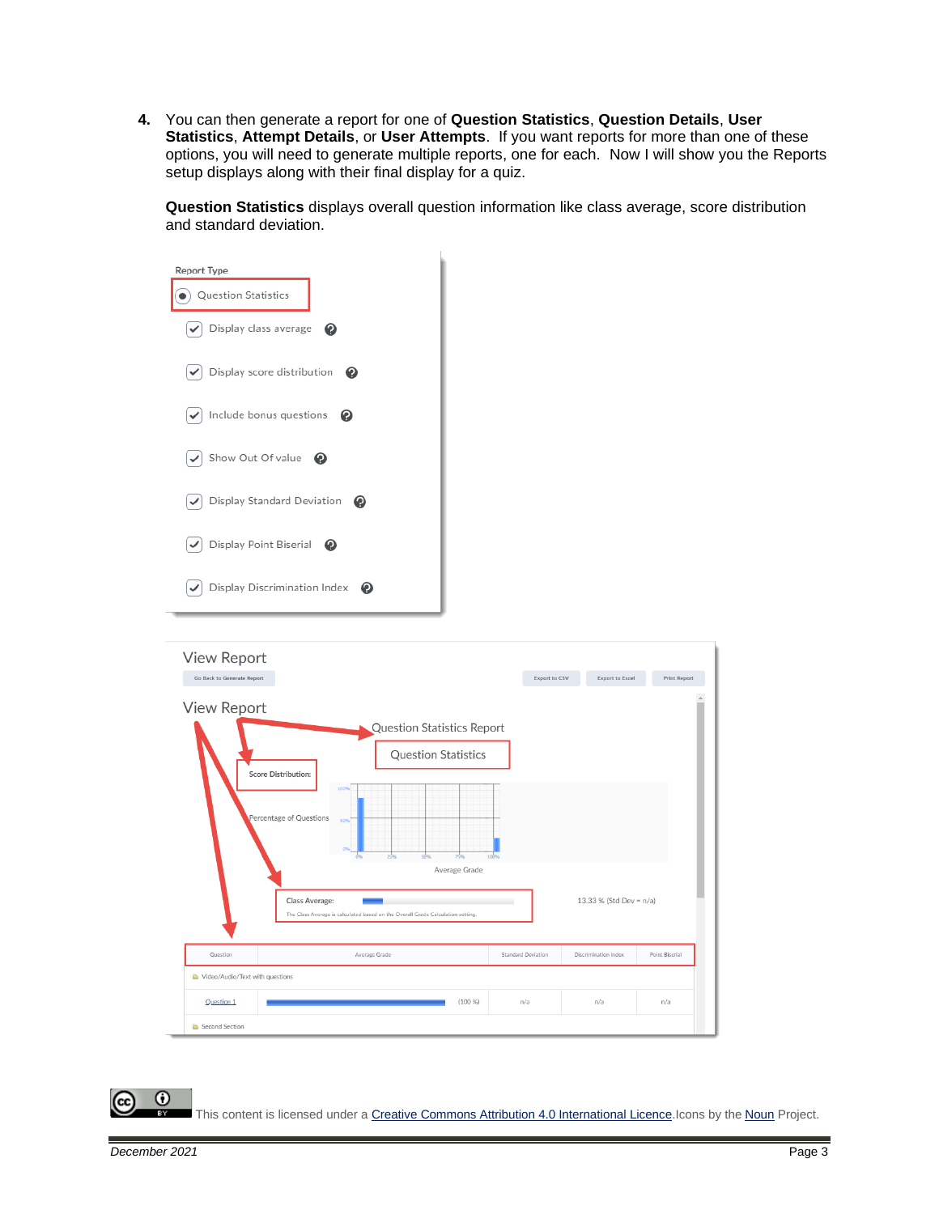4. You can then generate a report for one of **Question Statistics**, **Question Details**, **User Statistics**, **Attempt Details**, or **User Attempts**. If you want reports for more than one of these options, you will need to generate multiple reports, one for each. Now I will show you the Reports setup displays along with their final display for a quiz.

   **Question Statistics** displays overall question information like class average, score distribution and standard deviation.

   Report Type

   - Question Statistics
     - Display class average
     - Display score distribution
     - Include bonus questions
     - Show Out Of value
     - Display Standard Deviation
     - Display Point Biserial
     - Display Discrimination Index

   View Report

   Go Back to Generate Report | Export to CSV | Export to Excel | Print Report

   View Report

   Question Statistics Report

   Question Statistics

   Score Distribution:

   Percentage of Questions

   Average Grade

   Class Average: 13.33 % (Std Dev = n/a)

   The Class Average is calculated based on the Overall Grade Calculation setting.

   | Question | Average Grade | Standard Deviation | Discrimination Index | Point Biserial |
   |---|---|---|---|---|
   | Video/Audio/Text with questions | | | | |
   | Question 1 | (100 %) | n/a | n/a | n/a |
   | Second Section | | | | |

This content is licensed under a Creative Commons Attribution 4.0 International Licence. Icons by the Noun Project.

December 2021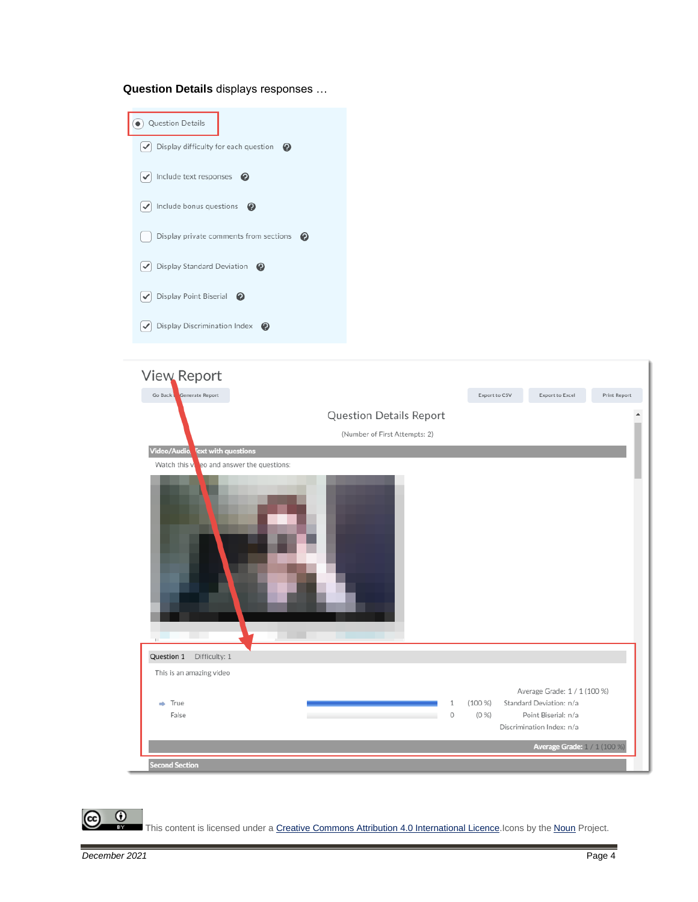**Question Details** displays responses …

- Question Details
- ☑ Display difficulty for each question
- ☑ Include text responses
- ☑ Include bonus questions
- ☐ Display private comments from sections
- ☑ Display Standard Deviation
- ☑ Display Point Biserial
- ☑ Display Discrimination Index

View Report

Go Back to Generate Report | Export to CSV | Export to Excel | Print Report

Question Details Report

(Number of First Attempts: 2)

**Video/Audio/Text with questions**

Watch this video and answer the questions:

Question 1 Difficulty: 1

This is an amazing video

| | | | | |
|---|---|---|---|---|
| | | | | Average Grade: 1 / 1 (100 %) |
| True | | 1 | (100 %) | Standard Deviation: n/a |
| False | | 0 | (0 %) | Point Biserial: n/a |
| | | | | Discrimination Index: n/a |

**Average Grade:** 1 / 1 (100 %)

**Second Section**

This content is licensed under a [Creative Commons Attribution 4.0 International Licence](). Icons by the [Noun]() Project.

December 2021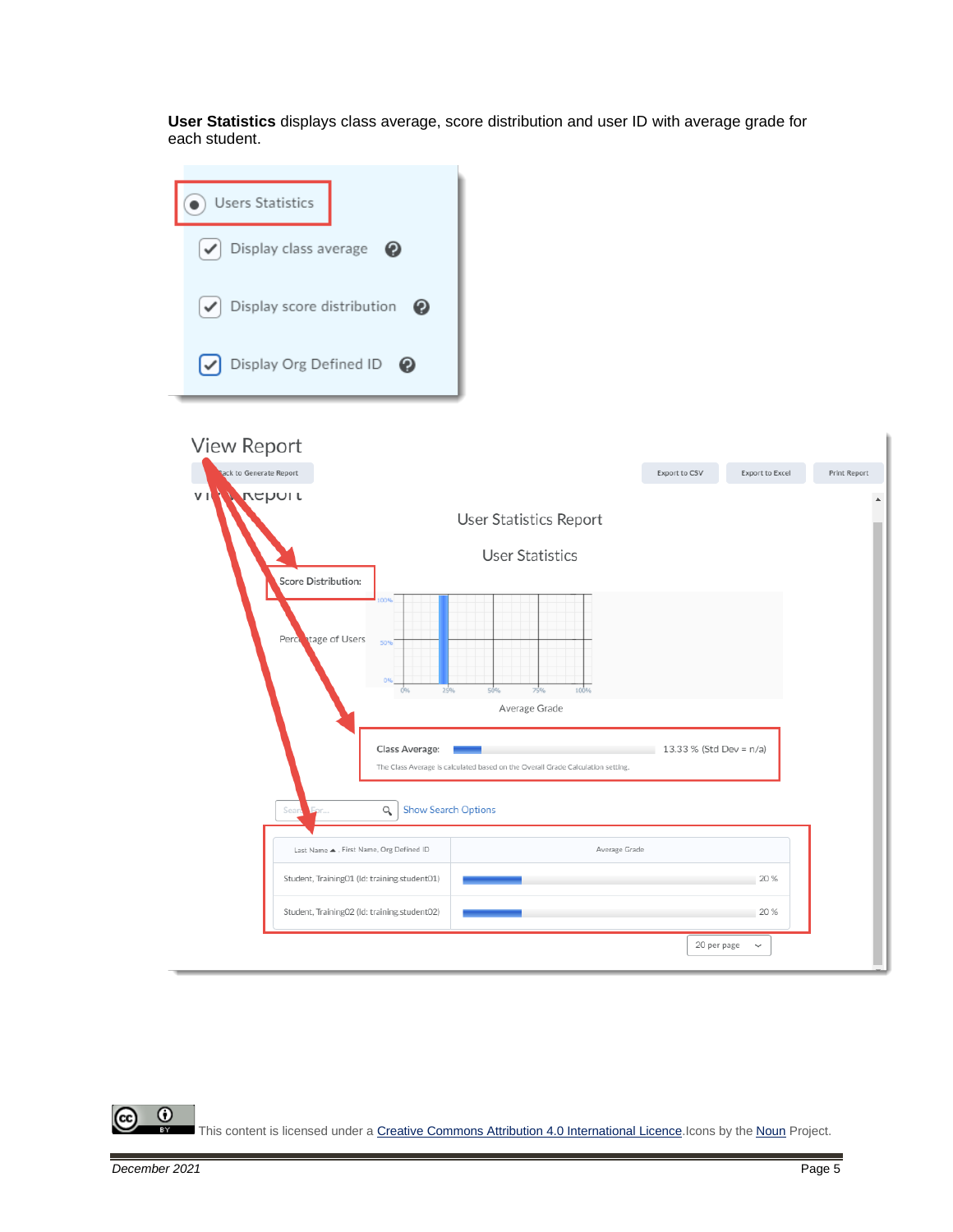**User Statistics** displays class average, score distribution and user ID with average grade for each student.

Users Statistics

Display class average

Display score distribution

Display Org Defined ID

View Report

Back to Generate Report | Export to CSV | Export to Excel | Print Report

User Statistics Report

User Statistics

Score Distribution:

Percentage of Users

Average Grade

Class Average: 13.33 % (Std Dev = n/a)

The Class Average is calculated based on the Overall Grade Calculation setting.

Search For... Show Search Options

| Last Name ▲ , First Name, Org Defined ID | Average Grade |
| --- | --- |
| Student, Training01 (Id: training student01) | 20 % |
| Student, Training02 (Id: training student02) | 20 % |

20 per page

This content is licensed under a Creative Commons Attribution 4.0 International Licence. Icons by the Noun Project.

December 2021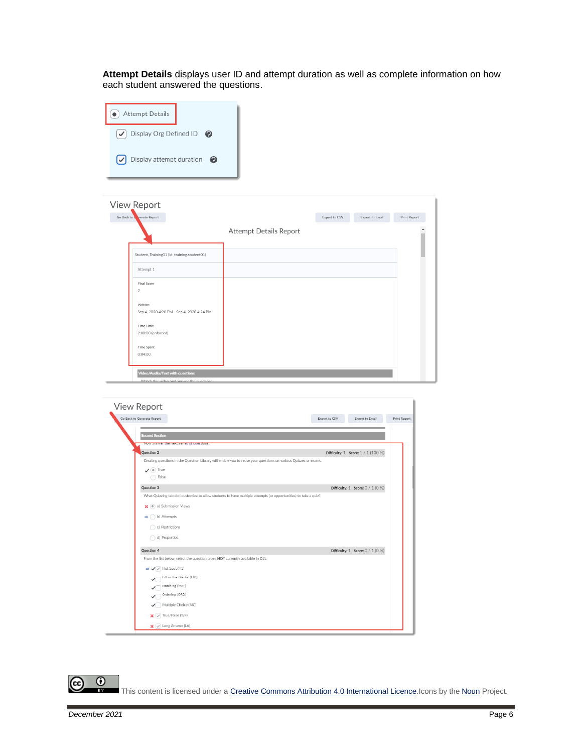**Attempt Details** displays user ID and attempt duration as well as complete information on how each student answered the questions.

Attempt Details

Display Org Defined ID

Display attempt duration

View Report

Go Back to Generate Report | Export to CSV | Export to Excel | Print Report

Attempt Details Report

Student, Training01 (Id: training.student01)

Attempt 1

Final Score
2

Written
Sep 4, 2020 4:20 PM - Sep 4, 2020 4:24 PM

Time Limit
2:00:00 (enforced)

Time Spent
0:04:00

Video/Audio/Text with questions

Watch this video and answer the questions:

View Report

Go Back to Generate Report | Export to CSV | Export to Excel | Print Report

Second Section

Now answer the next series of questions.

Question 2 — Difficulty: 1 Score: 1 / 1 (100 %)

Creating questions in the Question Library will enable you to reuse your questions on various Quizzes or exams.

- True
- False

Question 3 — Difficulty: 1 Score: 0 / 1 (0 %)

What Quizzing tab do I customize to allow students to have multiple attempts (or opportunities) to take a quiz?

- a) Submission Views
- b) Attempts
- c) Restrictions
- d) Properties

Question 4 — Difficulty: 1 Score: 0 / 1 (0 %)

From the list below, select the question types NOT currently available in D2L

- Hot Spot (HS)
- Fill-in-the-Blanks (FIB)
- Matching (MAT)
- Ordering (ORD)
- Multiple Choice (MC)
- True/False (T/F)
- Long Answer (LA)

This content is licensed under a Creative Commons Attribution 4.0 International Licence. Icons by the Noun Project.

December 2021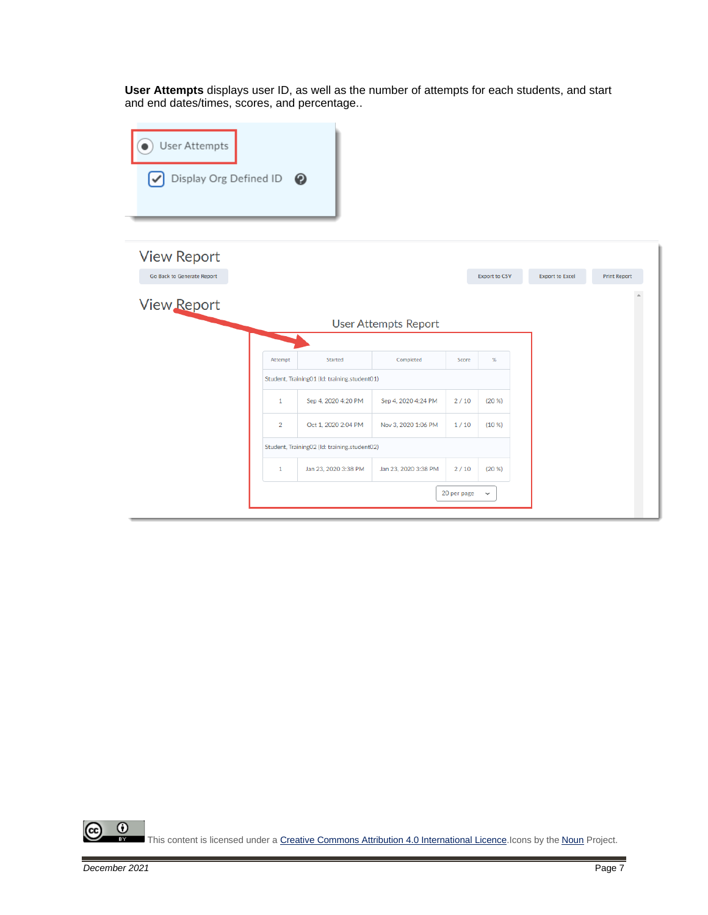**User Attempts** displays user ID, as well as the number of attempts for each students, and start and end dates/times, scores, and percentage..

User Attempts

Display Org Defined ID

View Report

Go Back to Generate Report | Export to CSV | Export to Excel | Print Report

View Report

User Attempts Report

| Attempt | Started | Completed | Score | % |
|---|---|---|---|---|
| Student, Training01 (Id: training.student01) | | | | |
| 1 | Sep 4, 2020 4:20 PM | Sep 4, 2020 4:24 PM | 2 / 10 | (20 %) |
| 2 | Oct 1, 2020 2:04 PM | Nov 3, 2020 1:06 PM | 1 / 10 | (10 %) |
| Student, Training02 (Id: training.student02) | | | | |
| 1 | Jan 23, 2020 3:38 PM | Jan 23, 2020 3:38 PM | 2 / 10 | (20 %) |

20 per page

This content is licensed under a Creative Commons Attribution 4.0 International Licence.Icons by the Noun Project.

December 2021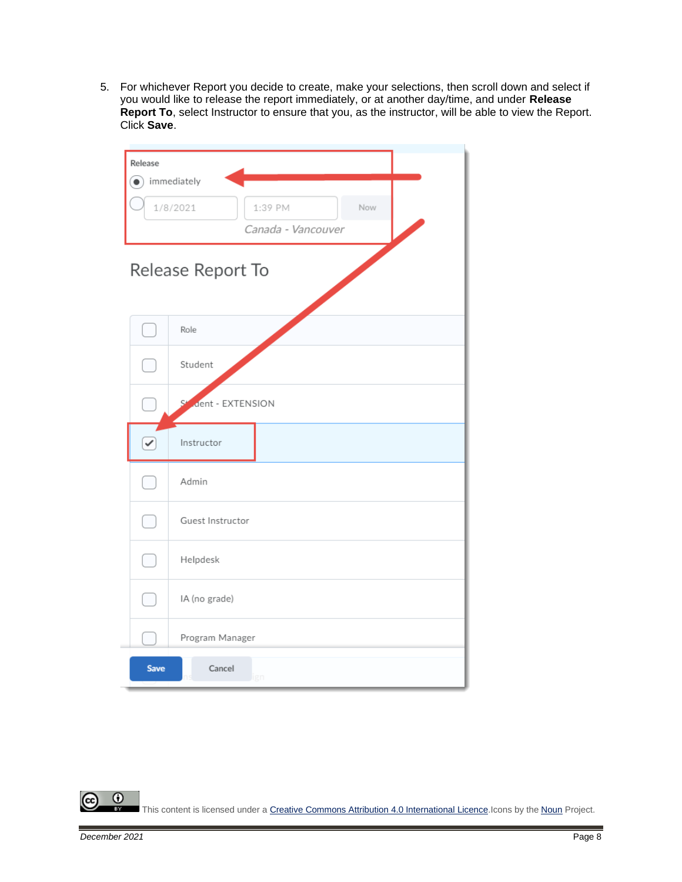5. For whichever Report you decide to create, make your selections, then scroll down and select if you would like to release the report immediately, or at another day/time, and under **Release Report To**, select Instructor to ensure that you, as the instructor, will be able to view the Report. Click **Save**.

This content is licensed under a Creative Commons Attribution 4.0 International Licence. Icons by the Noun Project.

*December 2021*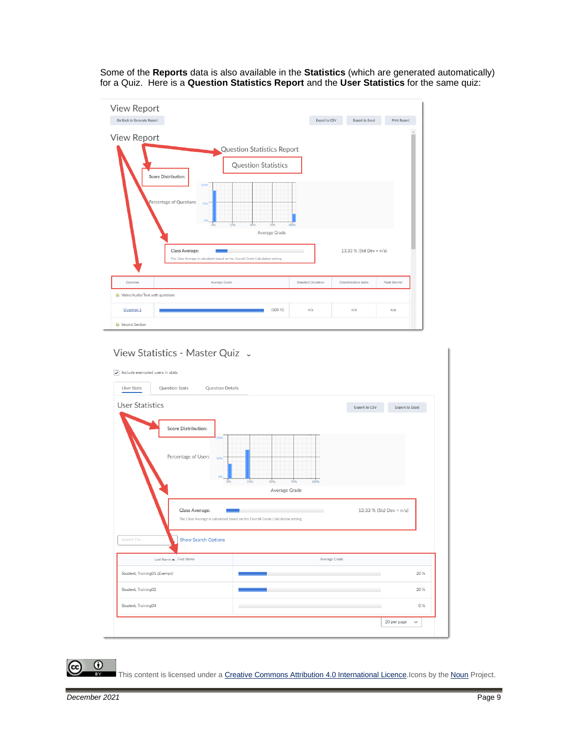Some of the **Reports** data is also available in the **Statistics** (which are generated automatically) for a Quiz. Here is a **Question Statistics Report** and the **User Statistics** for the same quiz:

View Report

Go Back to Generate Report | Export to CSV | Export to Excel | Print Report

View Report

Question Statistics Report

Question Statistics

Score Distribution:

Percentage of Questions

Average Grade

Class Average: 13.33 % (Std Dev = n/a)

The Class Average is calculated based on the Overall Grade Calculation setting.

| Question | Average Grade | Standard Deviation | Discrimination Index | Point Biserial |
|---|---|---|---|---|
| Video/Audio/Text with questions | | | | |
| Question 1 | (100 %) | n/a | n/a | n/a |
| Second Section | | | | |

View Statistics - Master Quiz

Include exempted users in stats

User Stats | Question Stats | Question Details

User Statistics

Export to CSV | Export to Excel

Score Distribution:

Percentage of Users

Average Grade

Class Average: 13.33 % (Std Dev = n/a)

The Class Average is calculated based on the Overall Grade Calculation setting.

Search For... Show Search Options

| Last Name, First Name | Average Grade |
|---|---|
| Student, Training01 *(Exempt)* | 20 % |
| Student, Training02 | 20 % |
| Student, Training04 | 0 % |

20 per page

This content is licensed under a Creative Commons Attribution 4.0 International Licence. Icons by the Noun Project.

*December 2021*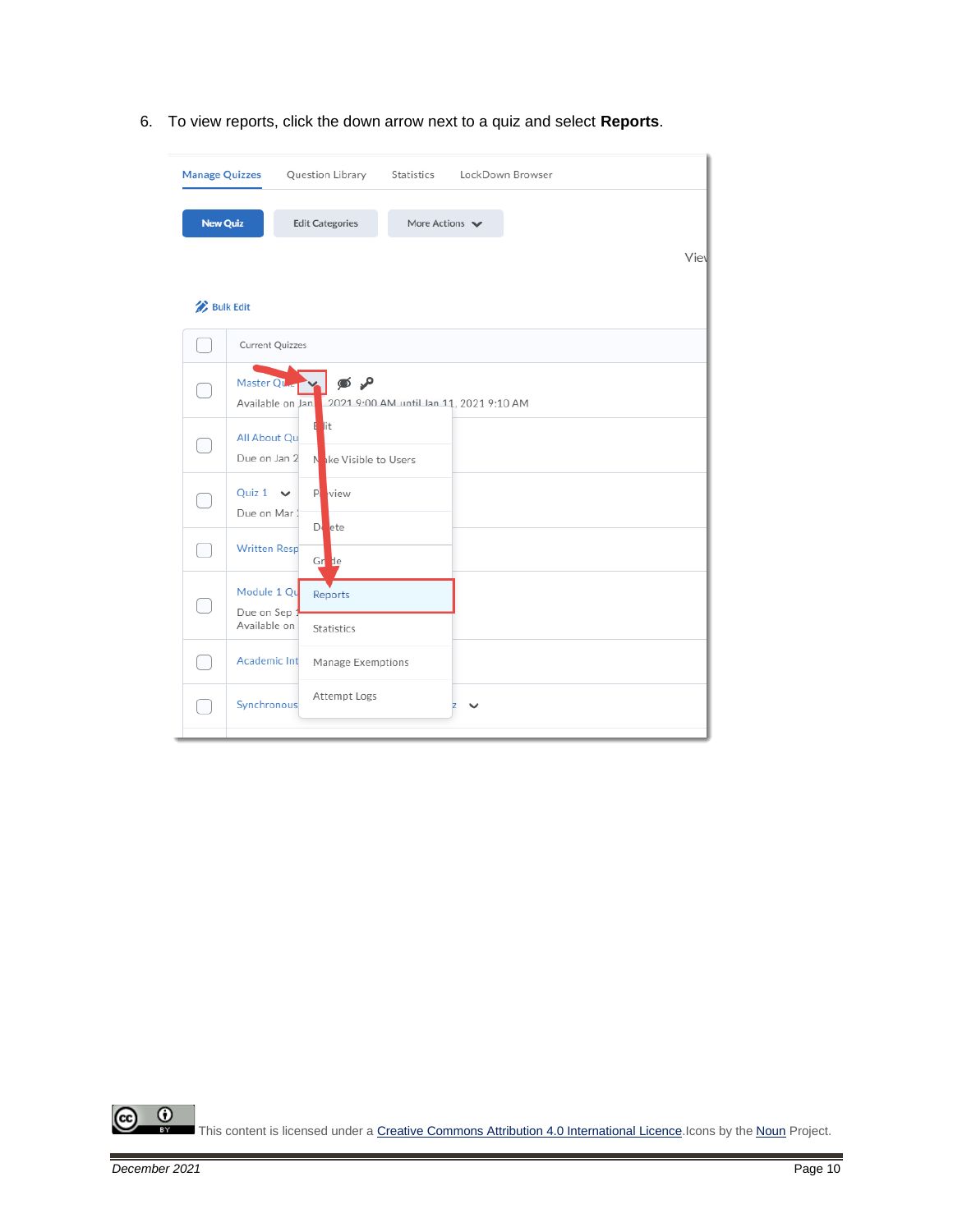6. To view reports, click the down arrow next to a quiz and select **Reports**.

This content is licensed under a [Creative Commons Attribution 4.0 International Licence](). Icons by the [Noun]() Project.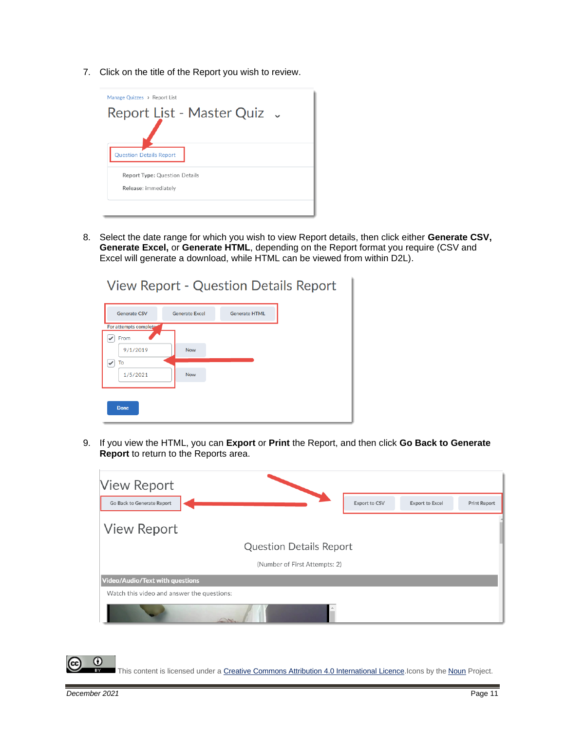7. Click on the title of the Report you wish to review.

8. Select the date range for which you wish to view Report details, then click either **Generate CSV, Generate Excel,** or **Generate HTML**, depending on the Report format you require (CSV and Excel will generate a download, while HTML can be viewed from within D2L).

9. If you view the HTML, you can **Export** or **Print** the Report, and then click **Go Back to Generate Report** to return to the Reports area.

This content is licensed under a Creative Commons Attribution 4.0 International Licence. Icons by the Noun Project.

*December 2021*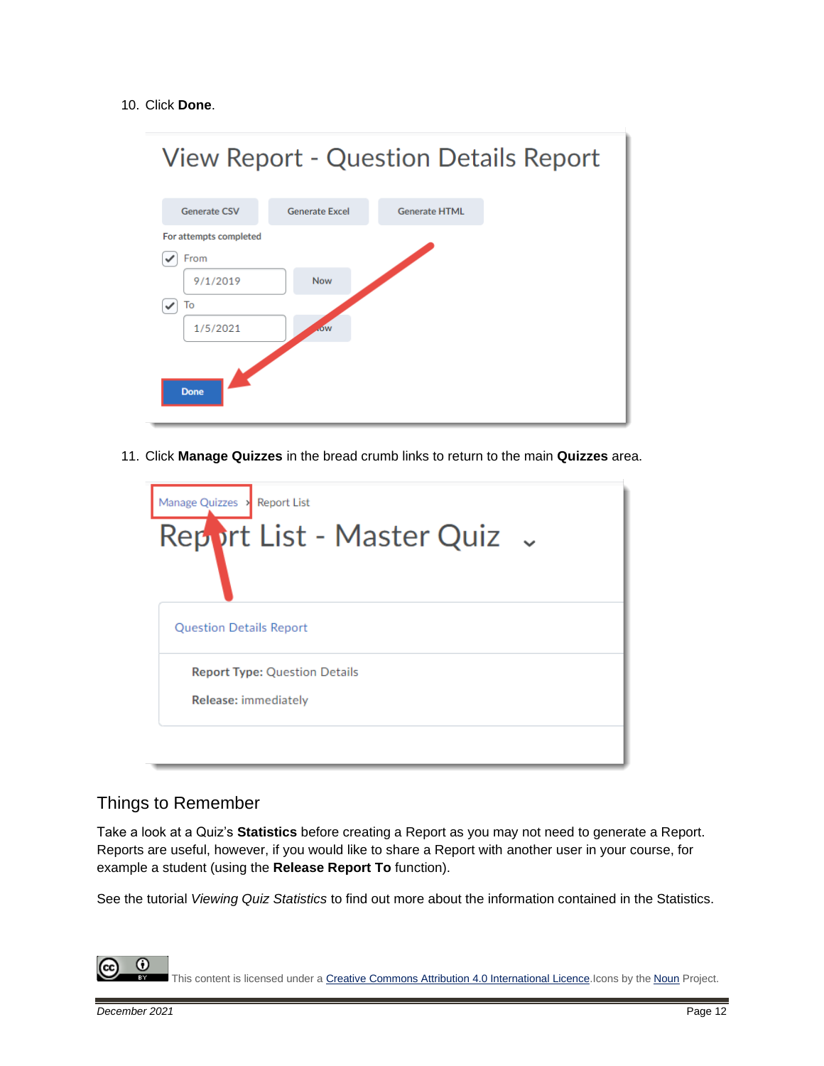10. Click **Done**.

11. Click **Manage Quizzes** in the bread crumb links to return to the main **Quizzes** area.

## Things to Remember

Take a look at a Quiz's **Statistics** before creating a Report as you may not need to generate a Report. Reports are useful, however, if you would like to share a Report with another user in your course, for example a student (using the **Release Report To** function).

See the tutorial *Viewing Quiz Statistics* to find out more about the information contained in the Statistics.

This content is licensed under a Creative Commons Attribution 4.0 International Licence. Icons by the Noun Project.